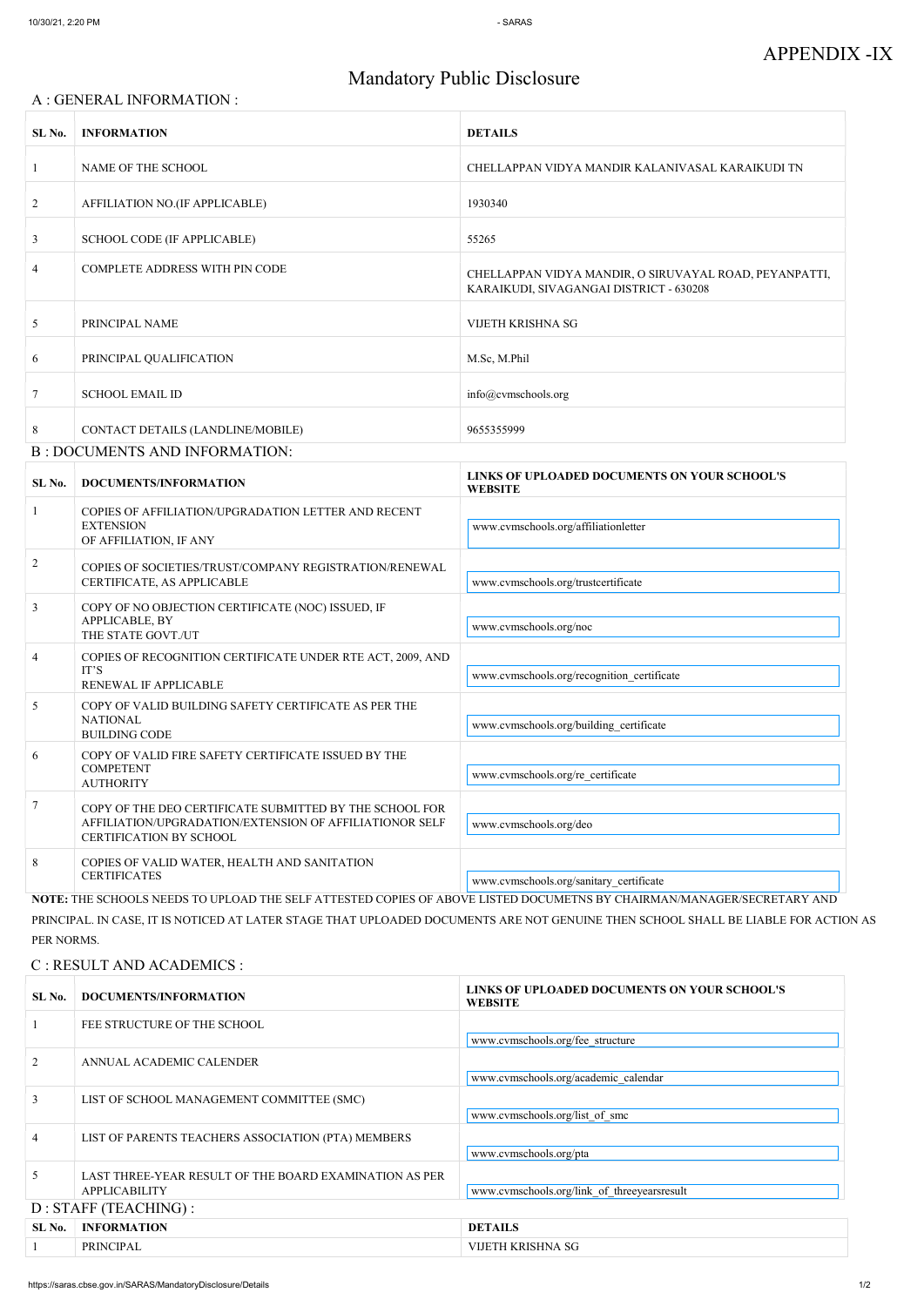# APPENDIX -IX

## Mandatory Public Disclosure

### A : GENERAL INFORMATION :

| SL No. | INFORMATION | DETAILS |
|---|---|---|
| 1 | NAME OF THE SCHOOL | CHELLAPPAN VIDYA MANDIR KALANIVASAL KARAIKUDI TN |
| 2 | AFFILIATION NO.(IF APPLICABLE) | 1930340 |
| 3 | SCHOOL CODE (IF APPLICABLE) | 55265 |
| 4 | COMPLETE ADDRESS WITH PIN CODE | CHELLAPPAN VIDYA MANDIR, O SIRUVAYAL ROAD, PEYANPATTI, KARAIKUDI, SIVAGANGAI DISTRICT - 630208 |
| 5 | PRINCIPAL NAME | VIJETH KRISHNA SG |
| 6 | PRINCIPAL QUALIFICATION | M.Sc, M.Phil |
| 7 | SCHOOL EMAIL ID | info@cvmschools.org |
| 8 | CONTACT DETAILS (LANDLINE/MOBILE) | 9655355999 |

### B : DOCUMENTS AND INFORMATION:

| SL No. | DOCUMENTS/INFORMATION | LINKS OF UPLOADED DOCUMENTS ON YOUR SCHOOL'S WEBSITE |
|---|---|---|
| 1 | COPIES OF AFFILIATION/UPGRADATION LETTER AND RECENT EXTENSION OF AFFILIATION, IF ANY | www.cvmschools.org/affiliationletter |
| 2 | COPIES OF SOCIETIES/TRUST/COMPANY REGISTRATION/RENEWAL CERTIFICATE, AS APPLICABLE | www.cvmschools.org/trustcertificate |
| 3 | COPY OF NO OBJECTION CERTIFICATE (NOC) ISSUED, IF APPLICABLE, BY THE STATE GOVT./UT | www.cvmschools.org/noc |
| 4 | COPIES OF RECOGNITION CERTIFICATE UNDER RTE ACT, 2009, AND IT'S RENEWAL IF APPLICABLE | www.cvmschools.org/recognition_certificate |
| 5 | COPY OF VALID BUILDING SAFETY CERTIFICATE AS PER THE NATIONAL BUILDING CODE | www.cvmschools.org/building_certificate |
| 6 | COPY OF VALID FIRE SAFETY CERTIFICATE ISSUED BY THE COMPETENT AUTHORITY | www.cvmschools.org/re_certificate |
| 7 | COPY OF THE DEO CERTIFICATE SUBMITTED BY THE SCHOOL FOR AFFILIATION/UPGRADATION/EXTENSION OF AFFILIATIONOR SELF CERTIFICATION BY SCHOOL | www.cvmschools.org/deo |
| 8 | COPIES OF VALID WATER, HEALTH AND SANITATION CERTIFICATES | www.cvmschools.org/sanitary_certificate |

**NOTE:** THE SCHOOLS NEEDS TO UPLOAD THE SELF ATTESTED COPIES OF ABOVE LISTED DOCUMETNS BY CHAIRMAN/MANAGER/SECRETARY AND PRINCIPAL. IN CASE, IT IS NOTICED AT LATER STAGE THAT UPLOADED DOCUMENTS ARE NOT GENUINE THEN SCHOOL SHALL BE LIABLE FOR ACTION AS PER NORMS.

### C : RESULT AND ACADEMICS :

| SL No. | DOCUMENTS/INFORMATION | LINKS OF UPLOADED DOCUMENTS ON YOUR SCHOOL'S WEBSITE |
|---|---|---|
| 1 | FEE STRUCTURE OF THE SCHOOL | www.cvmschools.org/fee_structure |
| 2 | ANNUAL ACADEMIC CALENDER | www.cvmschools.org/academic_calendar |
| 3 | LIST OF SCHOOL MANAGEMENT COMMITTEE (SMC) | www.cvmschools.org/list_of_smc |
| 4 | LIST OF PARENTS TEACHERS ASSOCIATION (PTA) MEMBERS | www.cvmschools.org/pta |
| 5 | LAST THREE-YEAR RESULT OF THE BOARD EXAMINATION AS PER APPLICABILITY | www.cvmschools.org/link_of_threeyearsresult |

### D : STAFF (TEACHING) :

| SL No. | INFORMATION | DETAILS |
|---|---|---|
| 1 | PRINCIPAL | VIJETH KRISHNA SG |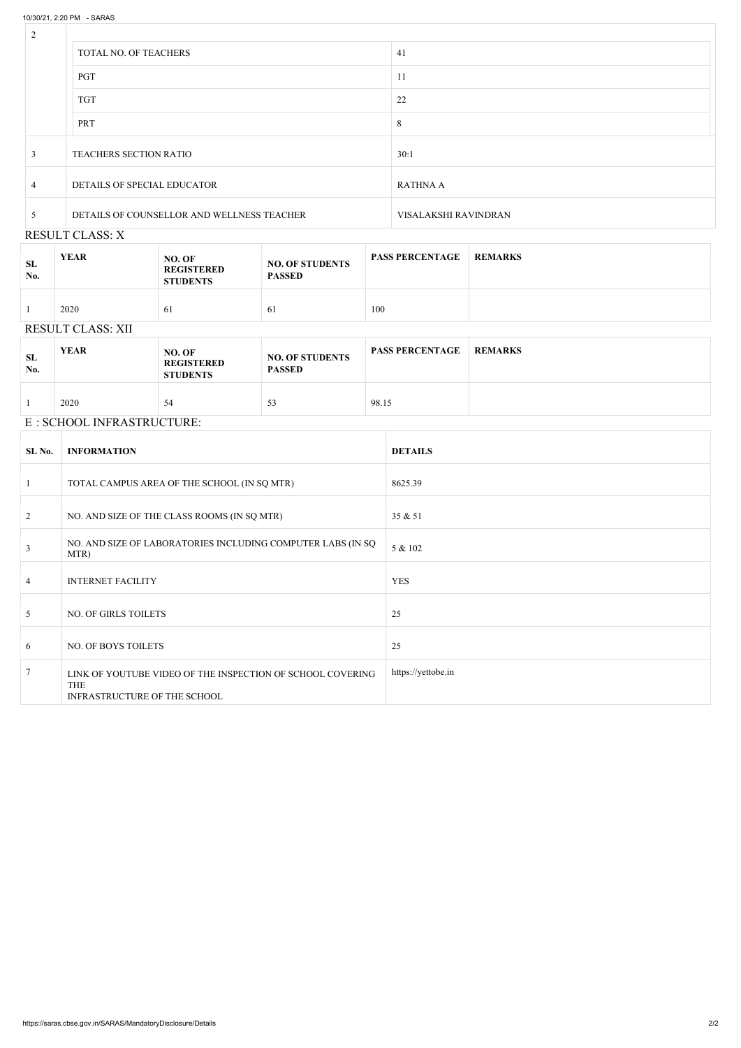| | | |
|---|---|---|
| 2 | TOTAL NO. OF TEACHERS | 41 |
| | PGT | 11 |
| | TGT | 22 |
| | PRT | 8 |
| 3 | TEACHERS SECTION RATIO | 30:1 |
| 4 | DETAILS OF SPECIAL EDUCATOR | RATHNA A |
| 5 | DETAILS OF COUNSELLOR AND WELLNESS TEACHER | VISALAKSHI RAVINDRAN |

## RESULT CLASS: X

| SL No. | YEAR | NO. OF REGISTERED STUDENTS | NO. OF STUDENTS PASSED | PASS PERCENTAGE | REMARKS |
|---|---|---|---|---|---|
| 1 | 2020 | 61 | 61 | 100 | |

## RESULT CLASS: XII

| SL No. | YEAR | NO. OF REGISTERED STUDENTS | NO. OF STUDENTS PASSED | PASS PERCENTAGE | REMARKS |
|---|---|---|---|---|---|
| 1 | 2020 | 54 | 53 | 98.15 | |

## E : SCHOOL INFRASTRUCTURE:

| SL No. | INFORMATION | DETAILS |
|---|---|---|
| 1 | TOTAL CAMPUS AREA OF THE SCHOOL (IN SQ MTR) | 8625.39 |
| 2 | NO. AND SIZE OF THE CLASS ROOMS (IN SQ MTR) | 35 & 51 |
| 3 | NO. AND SIZE OF LABORATORIES INCLUDING COMPUTER LABS (IN SQ MTR) | 5 & 102 |
| 4 | INTERNET FACILITY | YES |
| 5 | NO. OF GIRLS TOILETS | 25 |
| 6 | NO. OF BOYS TOILETS | 25 |
| 7 | LINK OF YOUTUBE VIDEO OF THE INSPECTION OF SCHOOL COVERING THE INFRASTRUCTURE OF THE SCHOOL | https://yettobe.in |